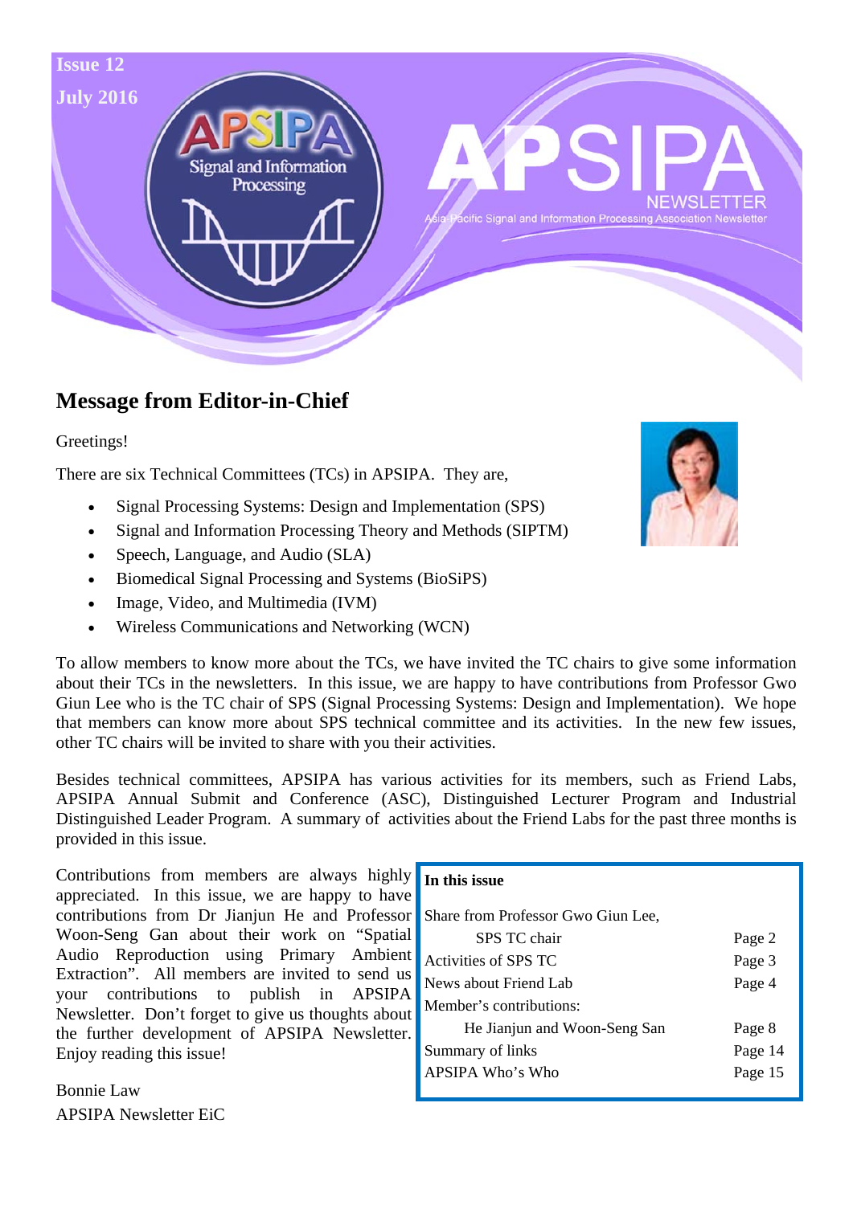Issue 12

July 2016

# APSIPA NEWSLETTER

Asia-Pacific Signal and Information Processing Association Newsletter

## Message from Editor-in-Chief

Greetings!

There are six Technical Committees (TCs) in APSIPA. They are,

- Signal Processing Systems: Design and Implementation (SPS)
- Signal and Information Processing Theory and Methods (SIPTM)
- Speech, Language, and Audio (SLA)
- Biomedical Signal Processing and Systems (BioSiPS)
- Image, Video, and Multimedia (IVM)
- Wireless Communications and Networking (WCN)

To allow members to know more about the TCs, we have invited the TC chairs to give some information about their TCs in the newsletters. In this issue, we are happy to have contributions from Professor Gwo Giun Lee who is the TC chair of SPS (Signal Processing Systems: Design and Implementation). We hope that members can know more about SPS technical committee and its activities. In the new few issues, other TC chairs will be invited to share with you their activities.

Besides technical committees, APSIPA has various activities for its members, such as Friend Labs, APSIPA Annual Submit and Conference (ASC), Distinguished Lecturer Program and Industrial Distinguished Leader Program. A summary of activities about the Friend Labs for the past three months is provided in this issue.

Contributions from members are always highly appreciated. In this issue, we are happy to have contributions from Dr Jianjun He and Professor Woon-Seng Gan about their work on "Spatial Audio Reproduction using Primary Ambient Extraction". All members are invited to send us your contributions to publish in APSIPA Newsletter. Don't forget to give us thoughts about the further development of APSIPA Newsletter. Enjoy reading this issue!

Bonnie Law

APSIPA Newsletter EiC

**In this issue**

| | |
|---|---|
| Share from Professor Gwo Giun Lee, SPS TC chair | Page 2 |
| Activities of SPS TC | Page 3 |
| News about Friend Lab | Page 4 |
| Member's contributions: He Jianjun and Woon-Seng San | Page 8 |
| Summary of links | Page 14 |
| APSIPA Who's Who | Page 15 |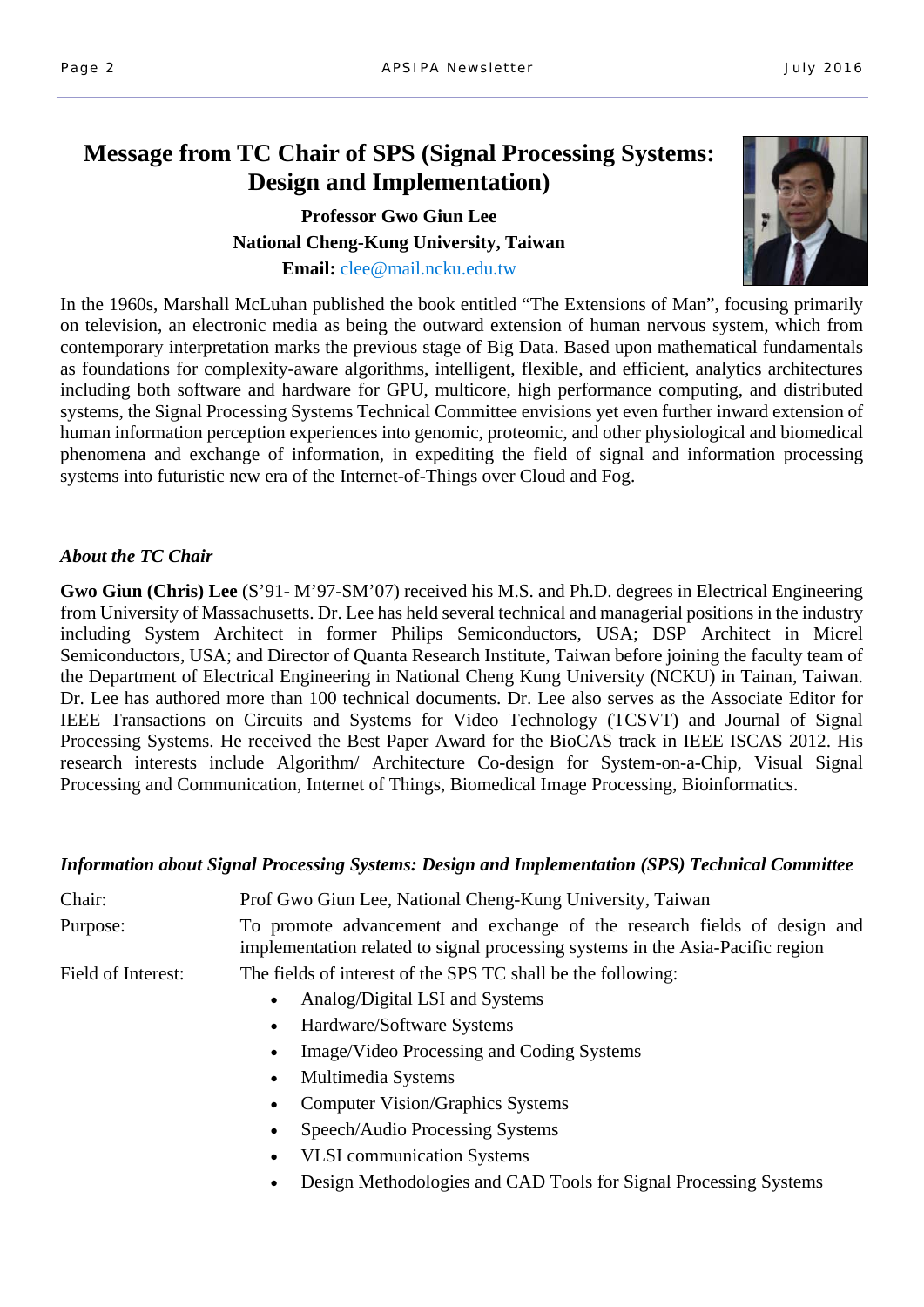# Message from TC Chair of SPS (Signal Processing Systems: Design and Implementation)

**Professor Gwo Giun Lee**
**National Cheng-Kung University, Taiwan**
**Email:** clee@mail.ncku.edu.tw

In the 1960s, Marshall McLuhan published the book entitled "The Extensions of Man", focusing primarily on television, an electronic media as being the outward extension of human nervous system, which from contemporary interpretation marks the previous stage of Big Data. Based upon mathematical fundamentals as foundations for complexity-aware algorithms, intelligent, flexible, and efficient, analytics architectures including both software and hardware for GPU, multicore, high performance computing, and distributed systems, the Signal Processing Systems Technical Committee envisions yet even further inward extension of human information perception experiences into genomic, proteomic, and other physiological and biomedical phenomena and exchange of information, in expediting the field of signal and information processing systems into futuristic new era of the Internet-of-Things over Cloud and Fog.

### *About the TC Chair*

**Gwo Giun (Chris) Lee** (S'91- M'97-SM'07) received his M.S. and Ph.D. degrees in Electrical Engineering from University of Massachusetts. Dr. Lee has held several technical and managerial positions in the industry including System Architect in former Philips Semiconductors, USA; DSP Architect in Micrel Semiconductors, USA; and Director of Quanta Research Institute, Taiwan before joining the faculty team of the Department of Electrical Engineering in National Cheng Kung University (NCKU) in Tainan, Taiwan. Dr. Lee has authored more than 100 technical documents. Dr. Lee also serves as the Associate Editor for IEEE Transactions on Circuits and Systems for Video Technology (TCSVT) and Journal of Signal Processing Systems. He received the Best Paper Award for the BioCAS track in IEEE ISCAS 2012. His research interests include Algorithm/ Architecture Co-design for System-on-a-Chip, Visual Signal Processing and Communication, Internet of Things, Biomedical Image Processing, Bioinformatics.

### *Information about Signal Processing Systems: Design and Implementation (SPS) Technical Committee*

Chair: Prof Gwo Giun Lee, National Cheng-Kung University, Taiwan

Purpose: To promote advancement and exchange of the research fields of design and implementation related to signal processing systems in the Asia-Pacific region

Field of Interest: The fields of interest of the SPS TC shall be the following:

- Analog/Digital LSI and Systems
- Hardware/Software Systems
- Image/Video Processing and Coding Systems
- Multimedia Systems
- Computer Vision/Graphics Systems
- Speech/Audio Processing Systems
- VLSI communication Systems
- Design Methodologies and CAD Tools for Signal Processing Systems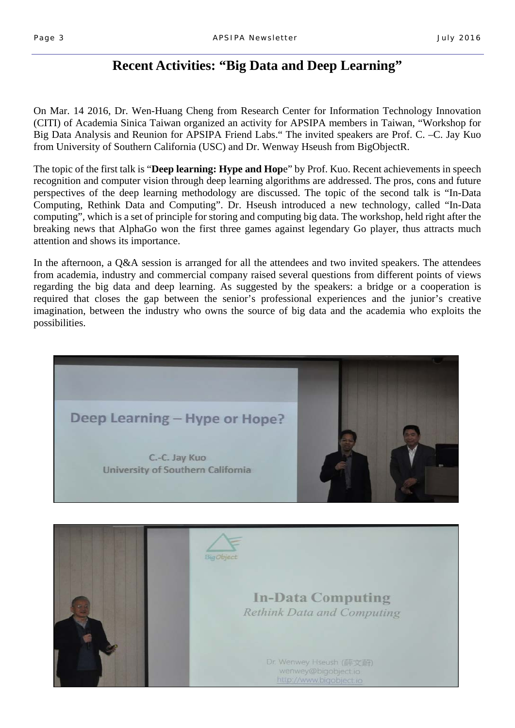# Recent Activities: "Big Data and Deep Learning"

On Mar. 14 2016, Dr. Wen-Huang Cheng from Research Center for Information Technology Innovation (CITI) of Academia Sinica Taiwan organized an activity for APSIPA members in Taiwan, "Workshop for Big Data Analysis and Reunion for APSIPA Friend Labs." The invited speakers are Prof. C. –C. Jay Kuo from University of Southern California (USC) and Dr. Wenway Hseush from BigObjectR.

The topic of the first talk is "**Deep learning: Hype and Hop**e" by Prof. Kuo. Recent achievements in speech recognition and computer vision through deep learning algorithms are addressed. The pros, cons and future perspectives of the deep learning methodology are discussed. The topic of the second talk is "In-Data Computing, Rethink Data and Computing". Dr. Hseush introduced a new technology, called "In-Data computing", which is a set of principle for storing and computing big data. The workshop, held right after the breaking news that AlphaGo won the first three games against legendary Go player, thus attracts much attention and shows its importance.

In the afternoon, a Q&A session is arranged for all the attendees and two invited speakers. The attendees from academia, industry and commercial company raised several questions from different points of views regarding the big data and deep learning. As suggested by the speakers: a bridge or a cooperation is required that closes the gap between the senior's professional experiences and the junior's creative imagination, between the industry who owns the source of big data and the academia who exploits the possibilities.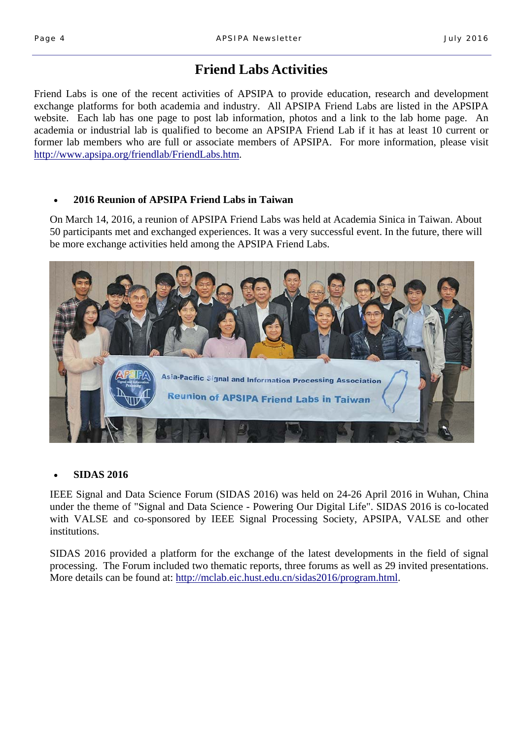# Friend Labs Activities

Friend Labs is one of the recent activities of APSIPA to provide education, research and development exchange platforms for both academia and industry. All APSIPA Friend Labs are listed in the APSIPA website. Each lab has one page to post lab information, photos and a link to the lab home page. An academia or industrial lab is qualified to become an APSIPA Friend Lab if it has at least 10 current or former lab members who are full or associate members of APSIPA. For more information, please visit http://www.apsipa.org/friendlab/FriendLabs.htm.

- **2016 Reunion of APSIPA Friend Labs in Taiwan**

On March 14, 2016, a reunion of APSIPA Friend Labs was held at Academia Sinica in Taiwan. About 50 participants met and exchanged experiences. It was a very successful event. In the future, there will be more exchange activities held among the APSIPA Friend Labs.

- **SIDAS 2016**

IEEE Signal and Data Science Forum (SIDAS 2016) was held on 24-26 April 2016 in Wuhan, China under the theme of "Signal and Data Science - Powering Our Digital Life". SIDAS 2016 is co-located with VALSE and co-sponsored by IEEE Signal Processing Society, APSIPA, VALSE and other institutions.

SIDAS 2016 provided a platform for the exchange of the latest developments in the field of signal processing. The Forum included two thematic reports, three forums as well as 29 invited presentations. More details can be found at: http://mclab.eic.hust.edu.cn/sidas2016/program.html.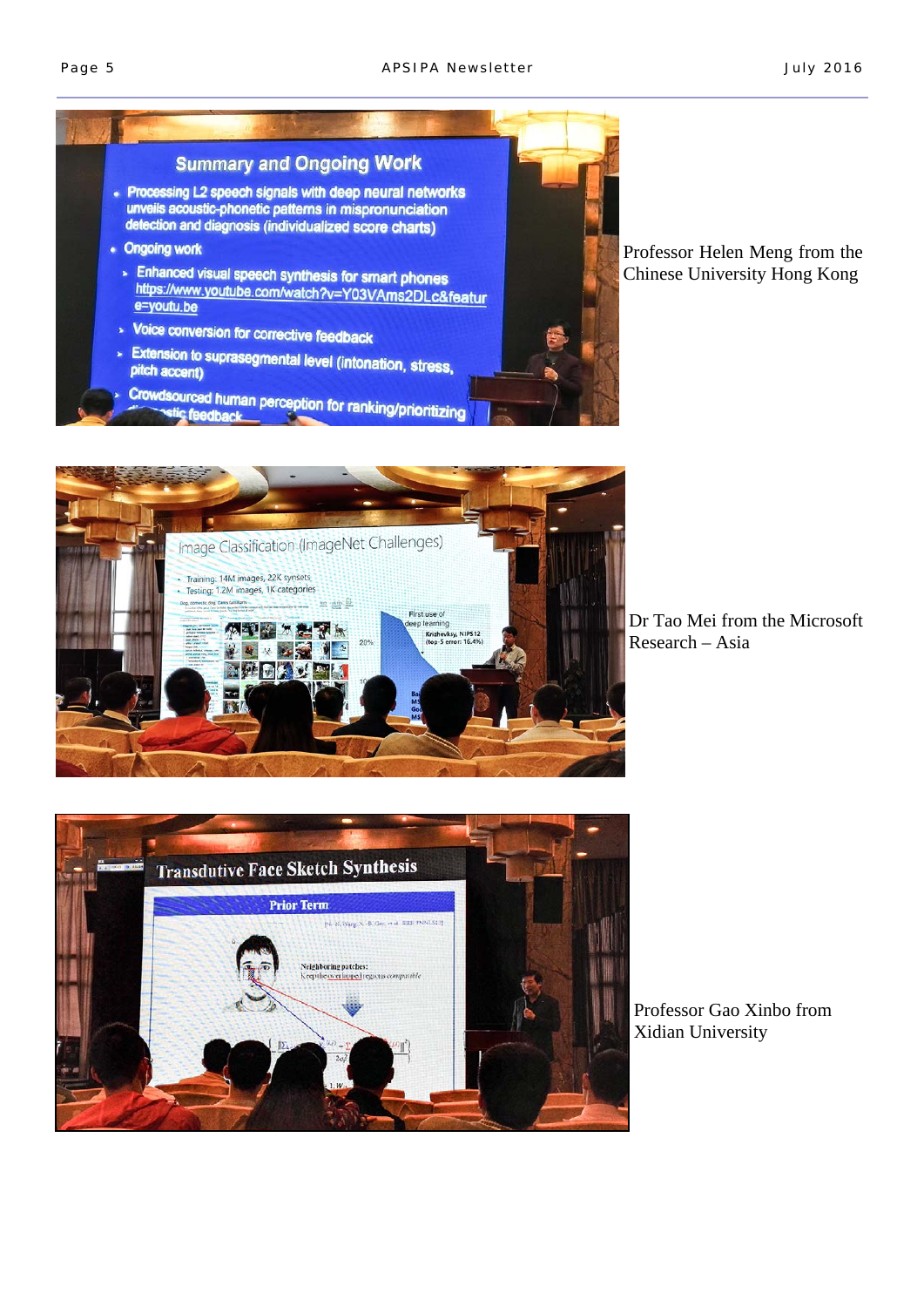Professor Helen Meng from the Chinese University Hong Kong

Dr Tao Mei from the Microsoft Research – Asia

Professor Gao Xinbo from Xidian University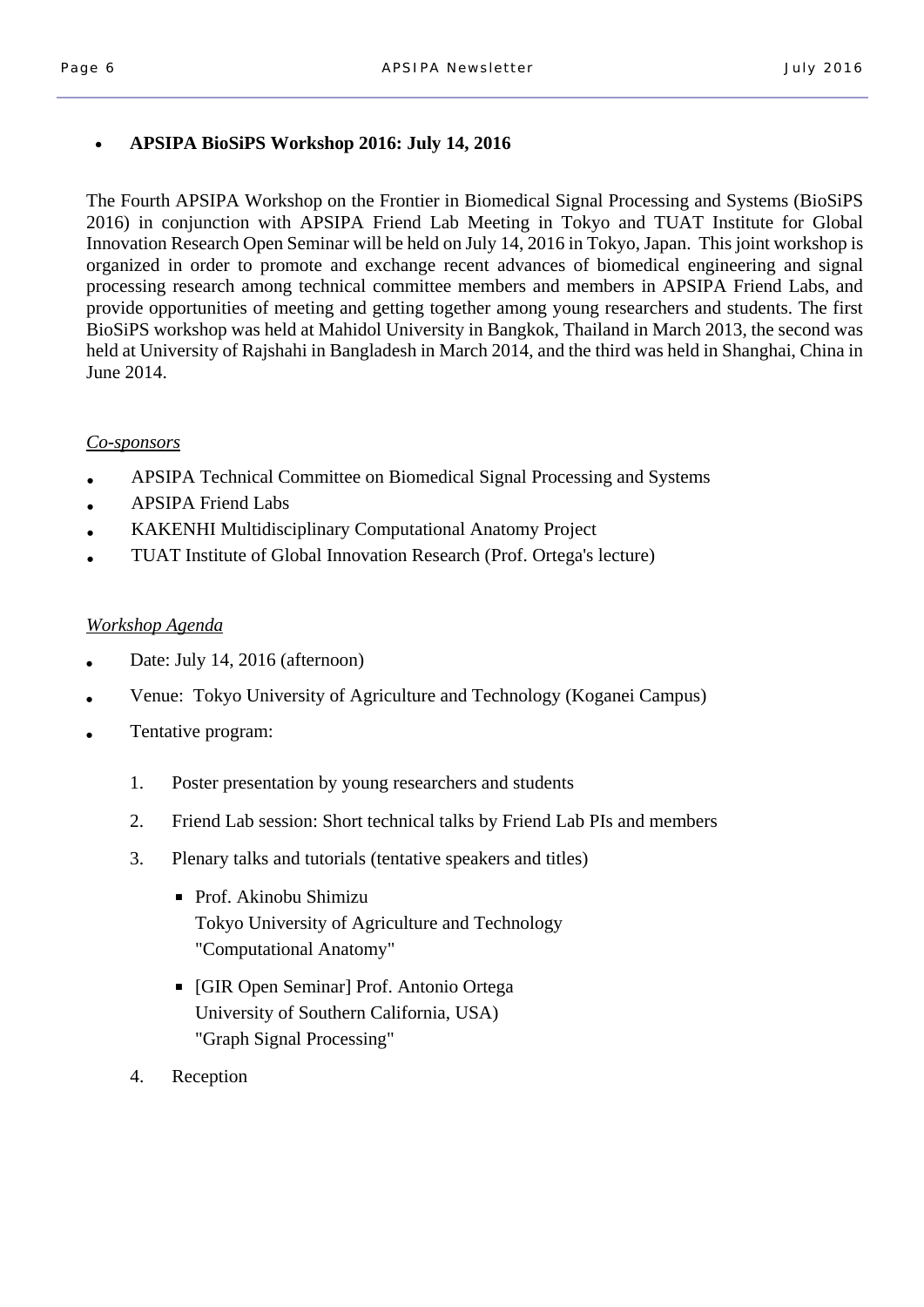- **APSIPA BioSiPS Workshop 2016: July 14, 2016**

The Fourth APSIPA Workshop on the Frontier in Biomedical Signal Processing and Systems (BioSiPS 2016) in conjunction with APSIPA Friend Lab Meeting in Tokyo and TUAT Institute for Global Innovation Research Open Seminar will be held on July 14, 2016 in Tokyo, Japan. This joint workshop is organized in order to promote and exchange recent advances of biomedical engineering and signal processing research among technical committee members and members in APSIPA Friend Labs, and provide opportunities of meeting and getting together among young researchers and students. The first BioSiPS workshop was held at Mahidol University in Bangkok, Thailand in March 2013, the second was held at University of Rajshahi in Bangladesh in March 2014, and the third was held in Shanghai, China in June 2014.

*Co-sponsors*

- APSIPA Technical Committee on Biomedical Signal Processing and Systems
- APSIPA Friend Labs
- KAKENHI Multidisciplinary Computational Anatomy Project
- TUAT Institute of Global Innovation Research (Prof. Ortega's lecture)

*Workshop Agenda*

- Date: July 14, 2016 (afternoon)
- Venue: Tokyo University of Agriculture and Technology (Koganei Campus)
- Tentative program:

  1. Poster presentation by young researchers and students
  2. Friend Lab session: Short technical talks by Friend Lab PIs and members
  3. Plenary talks and tutorials (tentative speakers and titles)
     - Prof. Akinobu Shimizu
       Tokyo University of Agriculture and Technology
       "Computational Anatomy"
     - [GIR Open Seminar] Prof. Antonio Ortega
       University of Southern California, USA)
       "Graph Signal Processing"
  4. Reception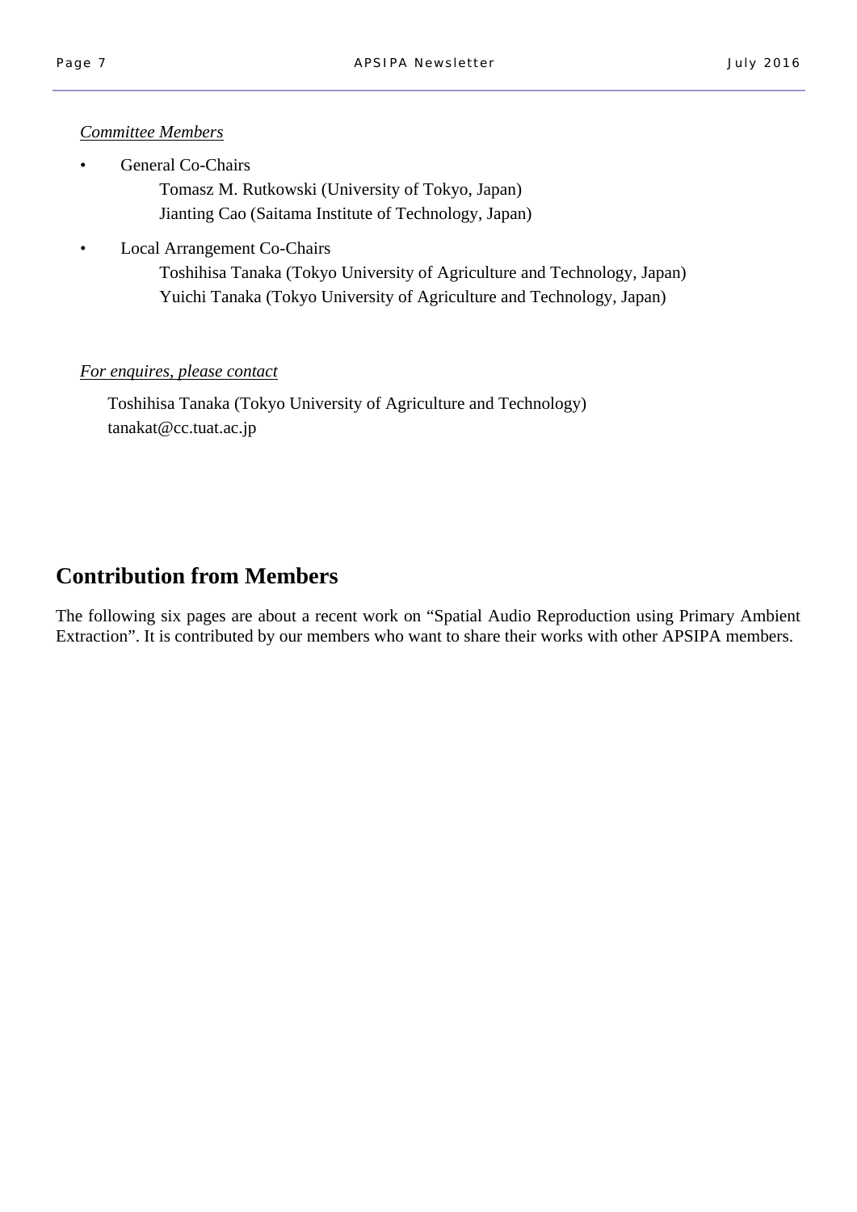*Committee Members*

- General Co-Chairs
  - Tomasz M. Rutkowski (University of Tokyo, Japan)
  - Jianting Cao (Saitama Institute of Technology, Japan)
- Local Arrangement Co-Chairs
  - Toshihisa Tanaka (Tokyo University of Agriculture and Technology, Japan)
  - Yuichi Tanaka (Tokyo University of Agriculture and Technology, Japan)

*For enquires, please contact*

Toshihisa Tanaka (Tokyo University of Agriculture and Technology)
tanakat@cc.tuat.ac.jp

## Contribution from Members

The following six pages are about a recent work on "Spatial Audio Reproduction using Primary Ambient Extraction". It is contributed by our members who want to share their works with other APSIPA members.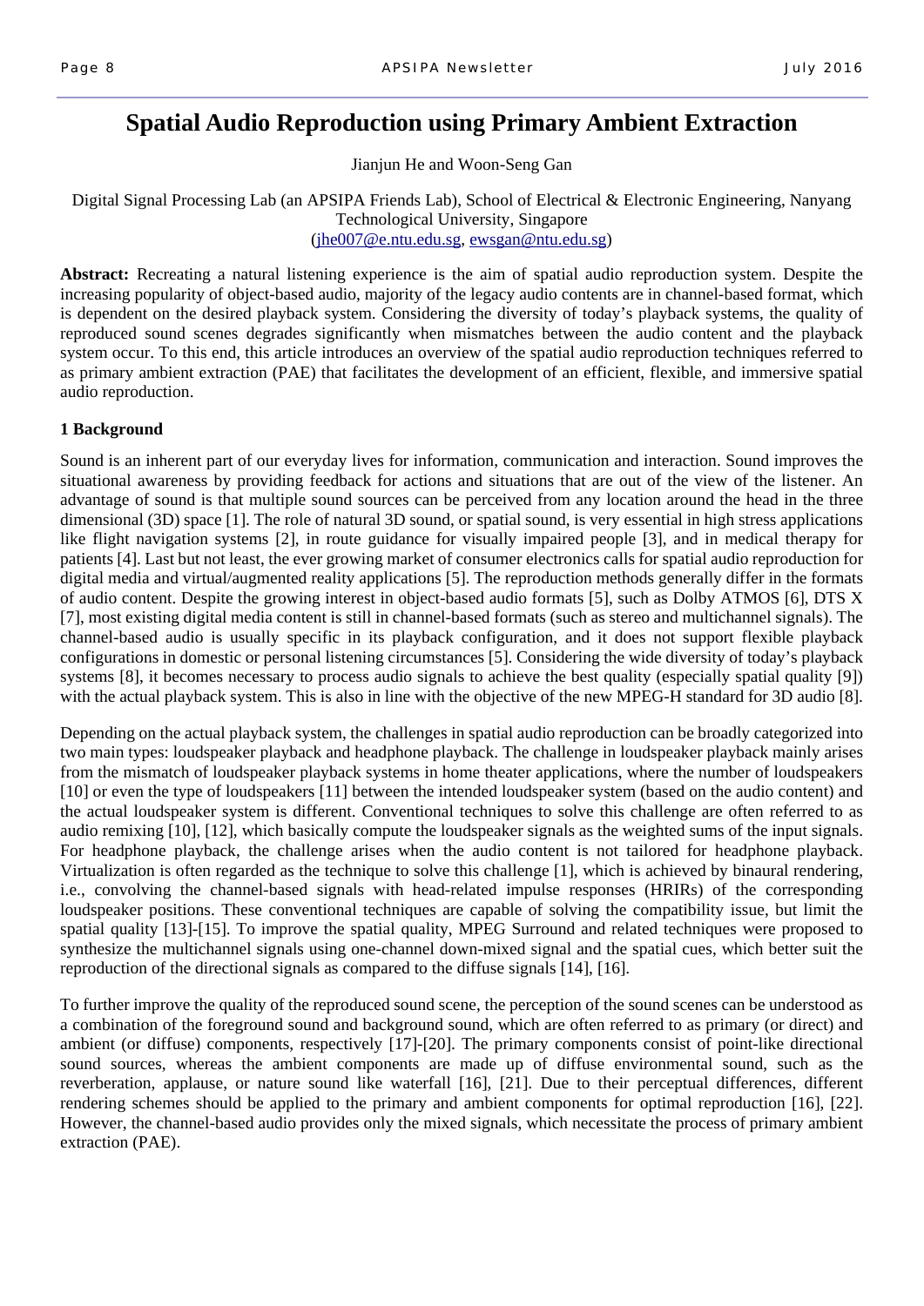# Spatial Audio Reproduction using Primary Ambient Extraction

Jianjun He and Woon-Seng Gan

Digital Signal Processing Lab (an APSIPA Friends Lab), School of Electrical & Electronic Engineering, Nanyang Technological University, Singapore
(jhe007@e.ntu.edu.sg, ewsgan@ntu.edu.sg)

**Abstract:** Recreating a natural listening experience is the aim of spatial audio reproduction system. Despite the increasing popularity of object-based audio, majority of the legacy audio contents are in channel-based format, which is dependent on the desired playback system. Considering the diversity of today's playback systems, the quality of reproduced sound scenes degrades significantly when mismatches between the audio content and the playback system occur. To this end, this article introduces an overview of the spatial audio reproduction techniques referred to as primary ambient extraction (PAE) that facilitates the development of an efficient, flexible, and immersive spatial audio reproduction.

## 1 Background

Sound is an inherent part of our everyday lives for information, communication and interaction. Sound improves the situational awareness by providing feedback for actions and situations that are out of the view of the listener. An advantage of sound is that multiple sound sources can be perceived from any location around the head in the three dimensional (3D) space [1]. The role of natural 3D sound, or spatial sound, is very essential in high stress applications like flight navigation systems [2], in route guidance for visually impaired people [3], and in medical therapy for patients [4]. Last but not least, the ever growing market of consumer electronics calls for spatial audio reproduction for digital media and virtual/augmented reality applications [5]. The reproduction methods generally differ in the formats of audio content. Despite the growing interest in object-based audio formats [5], such as Dolby ATMOS [6], DTS X [7], most existing digital media content is still in channel-based formats (such as stereo and multichannel signals). The channel-based audio is usually specific in its playback configuration, and it does not support flexible playback configurations in domestic or personal listening circumstances [5]. Considering the wide diversity of today's playback systems [8], it becomes necessary to process audio signals to achieve the best quality (especially spatial quality [9]) with the actual playback system. This is also in line with the objective of the new MPEG-H standard for 3D audio [8].

Depending on the actual playback system, the challenges in spatial audio reproduction can be broadly categorized into two main types: loudspeaker playback and headphone playback. The challenge in loudspeaker playback mainly arises from the mismatch of loudspeaker playback systems in home theater applications, where the number of loudspeakers [10] or even the type of loudspeakers [11] between the intended loudspeaker system (based on the audio content) and the actual loudspeaker system is different. Conventional techniques to solve this challenge are often referred to as audio remixing [10], [12], which basically compute the loudspeaker signals as the weighted sums of the input signals. For headphone playback, the challenge arises when the audio content is not tailored for headphone playback. Virtualization is often regarded as the technique to solve this challenge [1], which is achieved by binaural rendering, i.e., convolving the channel-based signals with head-related impulse responses (HRIRs) of the corresponding loudspeaker positions. These conventional techniques are capable of solving the compatibility issue, but limit the spatial quality [13]-[15]. To improve the spatial quality, MPEG Surround and related techniques were proposed to synthesize the multichannel signals using one-channel down-mixed signal and the spatial cues, which better suit the reproduction of the directional signals as compared to the diffuse signals [14], [16].

To further improve the quality of the reproduced sound scene, the perception of the sound scenes can be understood as a combination of the foreground sound and background sound, which are often referred to as primary (or direct) and ambient (or diffuse) components, respectively [17]-[20]. The primary components consist of point-like directional sound sources, whereas the ambient components are made up of diffuse environmental sound, such as the reverberation, applause, or nature sound like waterfall [16], [21]. Due to their perceptual differences, different rendering schemes should be applied to the primary and ambient components for optimal reproduction [16], [22]. However, the channel-based audio provides only the mixed signals, which necessitate the process of primary ambient extraction (PAE).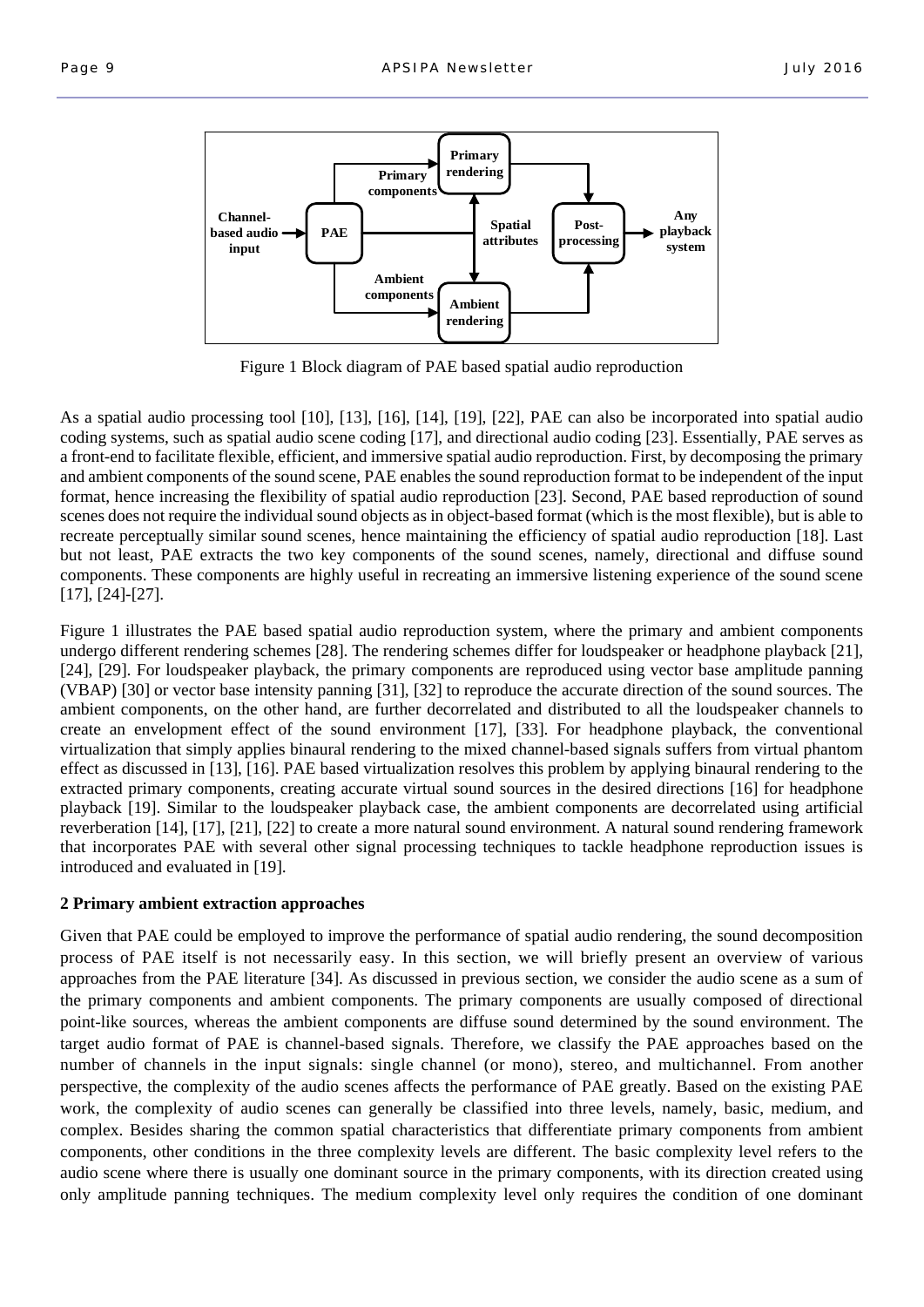Figure 1 Block diagram of PAE based spatial audio reproduction

As a spatial audio processing tool [10], [13], [16], [14], [19], [22], PAE can also be incorporated into spatial audio coding systems, such as spatial audio scene coding [17], and directional audio coding [23]. Essentially, PAE serves as a front-end to facilitate flexible, efficient, and immersive spatial audio reproduction. First, by decomposing the primary and ambient components of the sound scene, PAE enables the sound reproduction format to be independent of the input format, hence increasing the flexibility of spatial audio reproduction [23]. Second, PAE based reproduction of sound scenes does not require the individual sound objects as in object-based format (which is the most flexible), but is able to recreate perceptually similar sound scenes, hence maintaining the efficiency of spatial audio reproduction [18]. Last but not least, PAE extracts the two key components of the sound scenes, namely, directional and diffuse sound components. These components are highly useful in recreating an immersive listening experience of the sound scene [17], [24]-[27].

Figure 1 illustrates the PAE based spatial audio reproduction system, where the primary and ambient components undergo different rendering schemes [28]. The rendering schemes differ for loudspeaker or headphone playback [21], [24], [29]. For loudspeaker playback, the primary components are reproduced using vector base amplitude panning (VBAP) [30] or vector base intensity panning [31], [32] to reproduce the accurate direction of the sound sources. The ambient components, on the other hand, are further decorrelated and distributed to all the loudspeaker channels to create an envelopment effect of the sound environment [17], [33]. For headphone playback, the conventional virtualization that simply applies binaural rendering to the mixed channel-based signals suffers from virtual phantom effect as discussed in [13], [16]. PAE based virtualization resolves this problem by applying binaural rendering to the extracted primary components, creating accurate virtual sound sources in the desired directions [16] for headphone playback [19]. Similar to the loudspeaker playback case, the ambient components are decorrelated using artificial reverberation [14], [17], [21], [22] to create a more natural sound environment. A natural sound rendering framework that incorporates PAE with several other signal processing techniques to tackle headphone reproduction issues is introduced and evaluated in [19].

## 2 Primary ambient extraction approaches

Given that PAE could be employed to improve the performance of spatial audio rendering, the sound decomposition process of PAE itself is not necessarily easy. In this section, we will briefly present an overview of various approaches from the PAE literature [34]. As discussed in previous section, we consider the audio scene as a sum of the primary components and ambient components. The primary components are usually composed of directional point-like sources, whereas the ambient components are diffuse sound determined by the sound environment. The target audio format of PAE is channel-based signals. Therefore, we classify the PAE approaches based on the number of channels in the input signals: single channel (or mono), stereo, and multichannel. From another perspective, the complexity of the audio scenes affects the performance of PAE greatly. Based on the existing PAE work, the complexity of audio scenes can generally be classified into three levels, namely, basic, medium, and complex. Besides sharing the common spatial characteristics that differentiate primary components from ambient components, other conditions in the three complexity levels are different. The basic complexity level refers to the audio scene where there is usually one dominant source in the primary components, with its direction created using only amplitude panning techniques. The medium complexity level only requires the condition of one dominant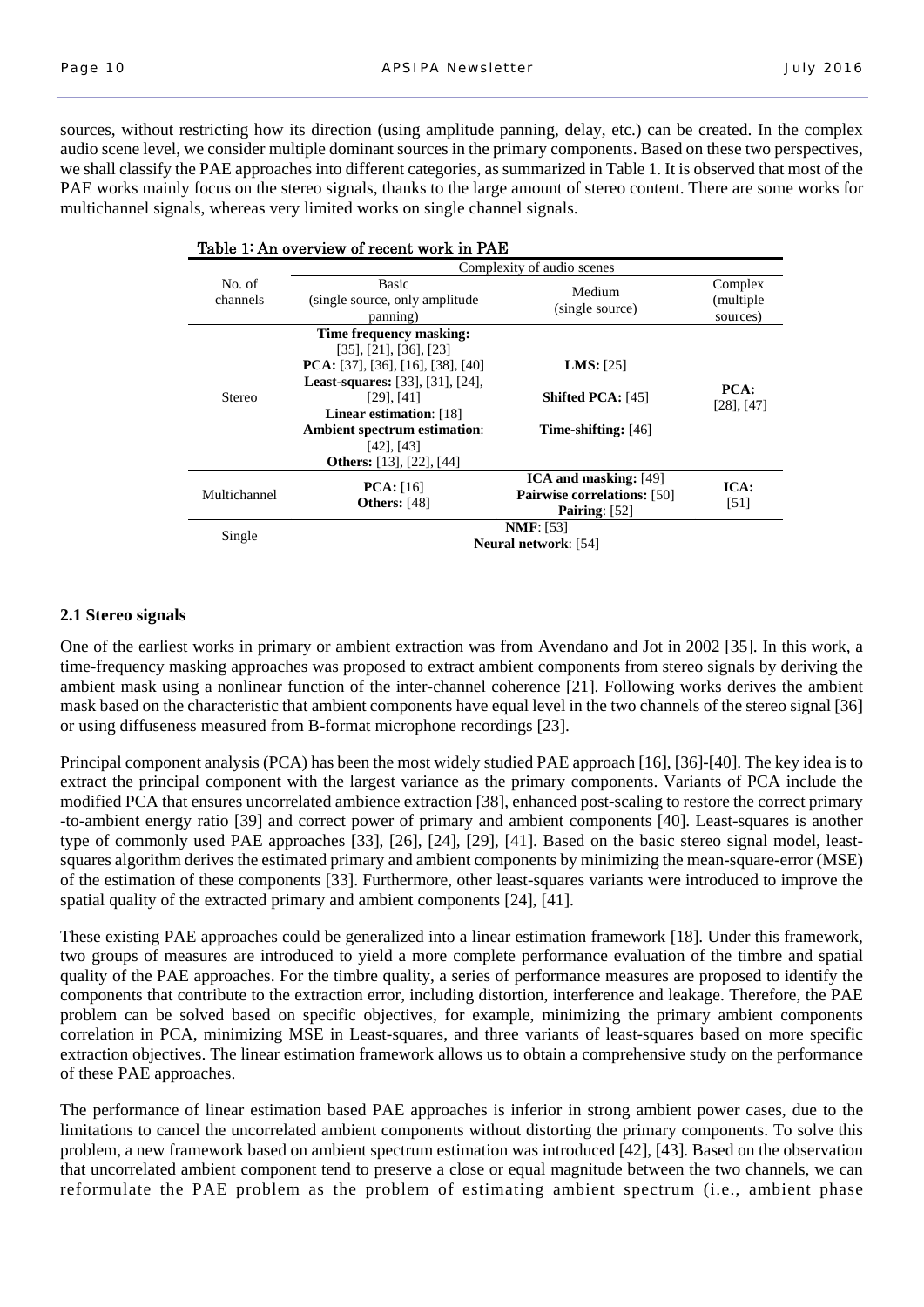sources, without restricting how its direction (using amplitude panning, delay, etc.) can be created. In the complex audio scene level, we consider multiple dominant sources in the primary components. Based on these two perspectives, we shall classify the PAE approaches into different categories, as summarized in Table 1. It is observed that most of the PAE works mainly focus on the stereo signals, thanks to the large amount of stereo content. There are some works for multichannel signals, whereas very limited works on single channel signals.

Table 1: An overview of recent work in PAE

| No. of channels | Complexity of audio scenes | | |
|---|---|---|---|
| | Basic (single source, only amplitude panning) | Medium (single source) | Complex (multiple sources) |
| Stereo | **Time frequency masking:** [35], [21], [36], [23] **PCA:** [37], [36], [16], [38], [40] **Least-squares:** [33], [31], [24], [29], [41] **Linear estimation**: [18] **Ambient spectrum estimation**: [42], [43] **Others:** [13], [22], [44] | **LMS:** [25] **Shifted PCA:** [45] **Time-shifting:** [46] | **PCA:** [28], [47] |
| Multichannel | **PCA:** [16] **Others:** [48] | **ICA and masking:** [49] **Pairwise correlations:** [50] **Pairing**: [52] | **ICA:** [51] |
| Single | **NMF**: [53] **Neural network**: [54] | | |

### 2.1 Stereo signals

One of the earliest works in primary or ambient extraction was from Avendano and Jot in 2002 [35]. In this work, a time-frequency masking approaches was proposed to extract ambient components from stereo signals by deriving the ambient mask using a nonlinear function of the inter-channel coherence [21]. Following works derives the ambient mask based on the characteristic that ambient components have equal level in the two channels of the stereo signal [36] or using diffuseness measured from B-format microphone recordings [23].

Principal component analysis (PCA) has been the most widely studied PAE approach [16], [36]-[40]. The key idea is to extract the principal component with the largest variance as the primary components. Variants of PCA include the modified PCA that ensures uncorrelated ambience extraction [38], enhanced post-scaling to restore the correct primary -to-ambient energy ratio [39] and correct power of primary and ambient components [40]. Least-squares is another type of commonly used PAE approaches [33], [26], [24], [29], [41]. Based on the basic stereo signal model, least-squares algorithm derives the estimated primary and ambient components by minimizing the mean-square-error (MSE) of the estimation of these components [33]. Furthermore, other least-squares variants were introduced to improve the spatial quality of the extracted primary and ambient components [24], [41].

These existing PAE approaches could be generalized into a linear estimation framework [18]. Under this framework, two groups of measures are introduced to yield a more complete performance evaluation of the timbre and spatial quality of the PAE approaches. For the timbre quality, a series of performance measures are proposed to identify the components that contribute to the extraction error, including distortion, interference and leakage. Therefore, the PAE problem can be solved based on specific objectives, for example, minimizing the primary ambient components correlation in PCA, minimizing MSE in Least-squares, and three variants of least-squares based on more specific extraction objectives. The linear estimation framework allows us to obtain a comprehensive study on the performance of these PAE approaches.

The performance of linear estimation based PAE approaches is inferior in strong ambient power cases, due to the limitations to cancel the uncorrelated ambient components without distorting the primary components. To solve this problem, a new framework based on ambient spectrum estimation was introduced [42], [43]. Based on the observation that uncorrelated ambient component tend to preserve a close or equal magnitude between the two channels, we can reformulate the PAE problem as the problem of estimating ambient spectrum (i.e., ambient phase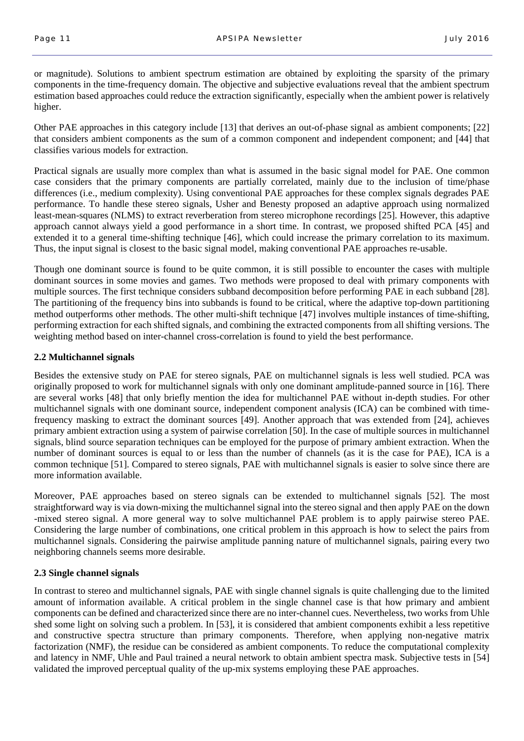or magnitude). Solutions to ambient spectrum estimation are obtained by exploiting the sparsity of the primary components in the time-frequency domain. The objective and subjective evaluations reveal that the ambient spectrum estimation based approaches could reduce the extraction significantly, especially when the ambient power is relatively higher.

Other PAE approaches in this category include [13] that derives an out-of-phase signal as ambient components; [22] that considers ambient components as the sum of a common component and independent component; and [44] that classifies various models for extraction.

Practical signals are usually more complex than what is assumed in the basic signal model for PAE. One common case considers that the primary components are partially correlated, mainly due to the inclusion of time/phase differences (i.e., medium complexity). Using conventional PAE approaches for these complex signals degrades PAE performance. To handle these stereo signals, Usher and Benesty proposed an adaptive approach using normalized least-mean-squares (NLMS) to extract reverberation from stereo microphone recordings [25]. However, this adaptive approach cannot always yield a good performance in a short time. In contrast, we proposed shifted PCA [45] and extended it to a general time-shifting technique [46], which could increase the primary correlation to its maximum. Thus, the input signal is closest to the basic signal model, making conventional PAE approaches re-usable.

Though one dominant source is found to be quite common, it is still possible to encounter the cases with multiple dominant sources in some movies and games. Two methods were proposed to deal with primary components with multiple sources. The first technique considers subband decomposition before performing PAE in each subband [28]. The partitioning of the frequency bins into subbands is found to be critical, where the adaptive top-down partitioning method outperforms other methods. The other multi-shift technique [47] involves multiple instances of time-shifting, performing extraction for each shifted signals, and combining the extracted components from all shifting versions. The weighting method based on inter-channel cross-correlation is found to yield the best performance.

### 2.2 Multichannel signals

Besides the extensive study on PAE for stereo signals, PAE on multichannel signals is less well studied. PCA was originally proposed to work for multichannel signals with only one dominant amplitude-panned source in [16]. There are several works [48] that only briefly mention the idea for multichannel PAE without in-depth studies. For other multichannel signals with one dominant source, independent component analysis (ICA) can be combined with time-frequency masking to extract the dominant sources [49]. Another approach that was extended from [24], achieves primary ambient extraction using a system of pairwise correlation [50]. In the case of multiple sources in multichannel signals, blind source separation techniques can be employed for the purpose of primary ambient extraction. When the number of dominant sources is equal to or less than the number of channels (as it is the case for PAE), ICA is a common technique [51]. Compared to stereo signals, PAE with multichannel signals is easier to solve since there are more information available.

Moreover, PAE approaches based on stereo signals can be extended to multichannel signals [52]. The most straightforward way is via down-mixing the multichannel signal into the stereo signal and then apply PAE on the down -mixed stereo signal. A more general way to solve multichannel PAE problem is to apply pairwise stereo PAE. Considering the large number of combinations, one critical problem in this approach is how to select the pairs from multichannel signals. Considering the pairwise amplitude panning nature of multichannel signals, pairing every two neighboring channels seems more desirable.

### 2.3 Single channel signals

In contrast to stereo and multichannel signals, PAE with single channel signals is quite challenging due to the limited amount of information available. A critical problem in the single channel case is that how primary and ambient components can be defined and characterized since there are no inter-channel cues. Nevertheless, two works from Uhle shed some light on solving such a problem. In [53], it is considered that ambient components exhibit a less repetitive and constructive spectra structure than primary components. Therefore, when applying non-negative matrix factorization (NMF), the residue can be considered as ambient components. To reduce the computational complexity and latency in NMF, Uhle and Paul trained a neural network to obtain ambient spectra mask. Subjective tests in [54] validated the improved perceptual quality of the up-mix systems employing these PAE approaches.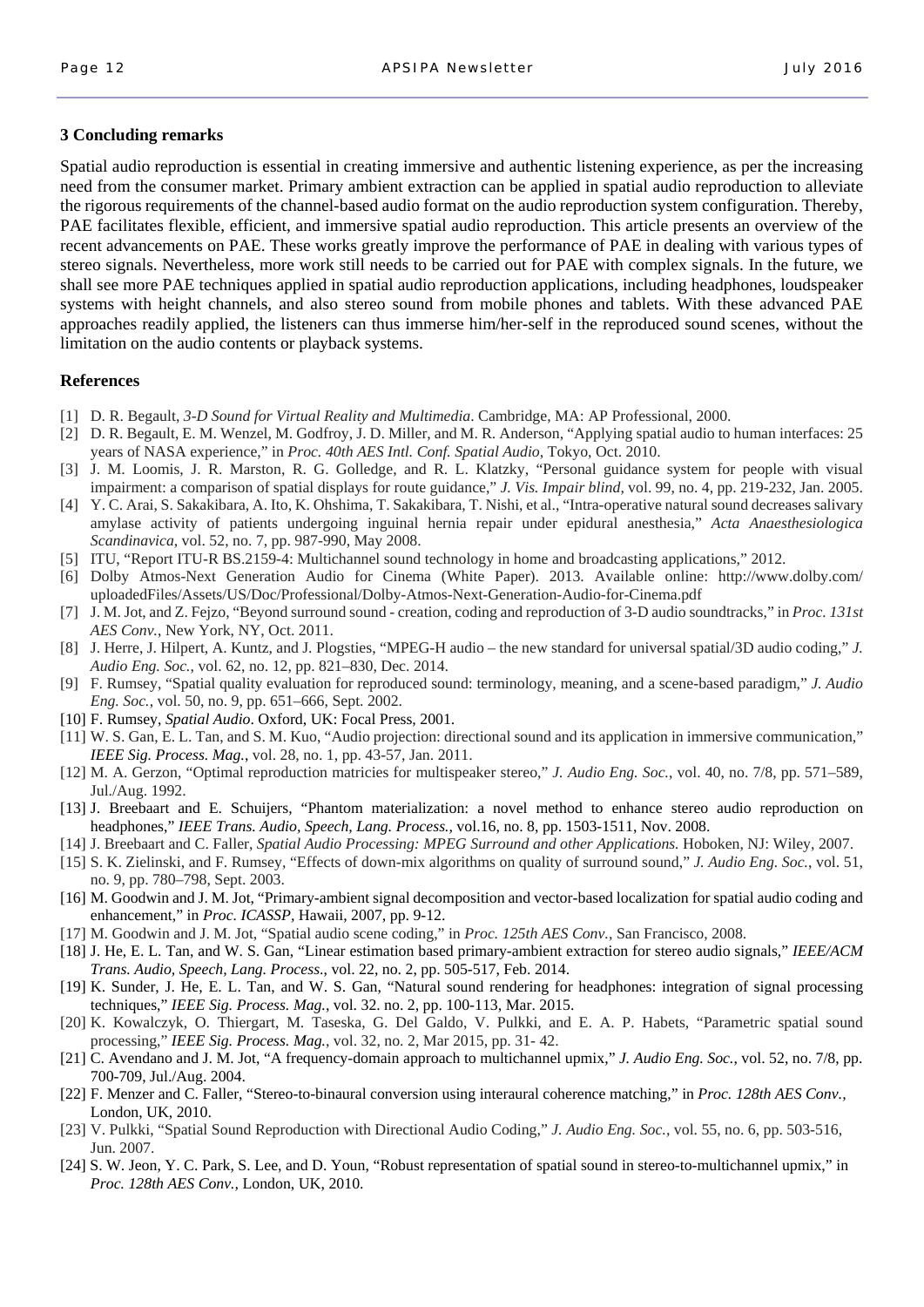## 3 Concluding remarks

Spatial audio reproduction is essential in creating immersive and authentic listening experience, as per the increasing need from the consumer market. Primary ambient extraction can be applied in spatial audio reproduction to alleviate the rigorous requirements of the channel-based audio format on the audio reproduction system configuration. Thereby, PAE facilitates flexible, efficient, and immersive spatial audio reproduction. This article presents an overview of the recent advancements on PAE. These works greatly improve the performance of PAE in dealing with various types of stereo signals. Nevertheless, more work still needs to be carried out for PAE with complex signals. In the future, we shall see more PAE techniques applied in spatial audio reproduction applications, including headphones, loudspeaker systems with height channels, and also stereo sound from mobile phones and tablets. With these advanced PAE approaches readily applied, the listeners can thus immerse him/her-self in the reproduced sound scenes, without the limitation on the audio contents or playback systems.

## References

[1] D. R. Begault, *3-D Sound for Virtual Reality and Multimedia*. Cambridge, MA: AP Professional, 2000.

[2] D. R. Begault, E. M. Wenzel, M. Godfroy, J. D. Miller, and M. R. Anderson, "Applying spatial audio to human interfaces: 25 years of NASA experience," in *Proc. 40th AES Intl. Conf. Spatial Audio*, Tokyo, Oct. 2010.

[3] J. M. Loomis, J. R. Marston, R. G. Golledge, and R. L. Klatzky, "Personal guidance system for people with visual impairment: a comparison of spatial displays for route guidance," *J. Vis. Impair blind*, vol. 99, no. 4, pp. 219-232, Jan. 2005.

[4] Y. C. Arai, S. Sakakibara, A. Ito, K. Ohshima, T. Sakakibara, T. Nishi, et al., "Intra-operative natural sound decreases salivary amylase activity of patients undergoing inguinal hernia repair under epidural anesthesia," *Acta Anaesthesiologica Scandinavica*, vol. 52, no. 7, pp. 987-990, May 2008.

[5] ITU, "Report ITU-R BS.2159-4: Multichannel sound technology in home and broadcasting applications," 2012.

[6] Dolby Atmos-Next Generation Audio for Cinema (White Paper). 2013. Available online: http://www.dolby.com/uploadedFiles/Assets/US/Doc/Professional/Dolby-Atmos-Next-Generation-Audio-for-Cinema.pdf

[7] J. M. Jot, and Z. Fejzo, "Beyond surround sound - creation, coding and reproduction of 3-D audio soundtracks," in *Proc. 131st AES Conv.*, New York, NY, Oct. 2011.

[8] J. Herre, J. Hilpert, A. Kuntz, and J. Plogsties, "MPEG-H audio – the new standard for universal spatial/3D audio coding," *J. Audio Eng. Soc.*, vol. 62, no. 12, pp. 821–830, Dec. 2014.

[9] F. Rumsey, "Spatial quality evaluation for reproduced sound: terminology, meaning, and a scene-based paradigm," *J. Audio Eng. Soc.*, vol. 50, no. 9, pp. 651–666, Sept. 2002.

[10] F. Rumsey, *Spatial Audio*. Oxford, UK: Focal Press, 2001.

[11] W. S. Gan, E. L. Tan, and S. M. Kuo, "Audio projection: directional sound and its application in immersive communication," *IEEE Sig. Process. Mag.*, vol. 28, no. 1, pp. 43-57, Jan. 2011.

[12] M. A. Gerzon, "Optimal reproduction matricies for multispeaker stereo," *J. Audio Eng. Soc.*, vol. 40, no. 7/8, pp. 571–589, Jul./Aug. 1992.

[13] J. Breebaart and E. Schuijers, "Phantom materialization: a novel method to enhance stereo audio reproduction on headphones," *IEEE Trans. Audio, Speech, Lang. Process.*, vol.16, no. 8, pp. 1503-1511, Nov. 2008.

[14] J. Breebaart and C. Faller, *Spatial Audio Processing: MPEG Surround and other Applications.* Hoboken, NJ: Wiley, 2007.

[15] S. K. Zielinski, and F. Rumsey, "Effects of down-mix algorithms on quality of surround sound," *J. Audio Eng. Soc.*, vol. 51, no. 9, pp. 780–798, Sept. 2003.

[16] M. Goodwin and J. M. Jot, "Primary-ambient signal decomposition and vector-based localization for spatial audio coding and enhancement," in *Proc. ICASSP*, Hawaii, 2007, pp. 9-12.

[17] M. Goodwin and J. M. Jot, "Spatial audio scene coding," in *Proc. 125th AES Conv.*, San Francisco, 2008.

[18] J. He, E. L. Tan, and W. S. Gan, "Linear estimation based primary-ambient extraction for stereo audio signals," *IEEE/ACM Trans. Audio, Speech, Lang. Process.*, vol. 22, no. 2, pp. 505-517, Feb. 2014.

[19] K. Sunder, J. He, E. L. Tan, and W. S. Gan, "Natural sound rendering for headphones: integration of signal processing techniques," *IEEE Sig. Process. Mag.*, vol. 32. no. 2, pp. 100-113, Mar. 2015.

[20] K. Kowalczyk, O. Thiergart, M. Taseska, G. Del Galdo, V. Pulkki, and E. A. P. Habets, "Parametric spatial sound processing," *IEEE Sig. Process. Mag.*, vol. 32, no. 2, Mar 2015, pp. 31- 42.

[21] C. Avendano and J. M. Jot, "A frequency-domain approach to multichannel upmix," *J. Audio Eng. Soc.*, vol. 52, no. 7/8, pp. 700-709, Jul./Aug. 2004.

[22] F. Menzer and C. Faller, "Stereo-to-binaural conversion using interaural coherence matching," in *Proc. 128th AES Conv.*, London, UK, 2010.

[23] V. Pulkki, "Spatial Sound Reproduction with Directional Audio Coding," *J. Audio Eng. Soc.*, vol. 55, no. 6, pp. 503-516, Jun. 2007.

[24] S. W. Jeon, Y. C. Park, S. Lee, and D. Youn, "Robust representation of spatial sound in stereo-to-multichannel upmix," in *Proc. 128th AES Conv.*, London, UK, 2010.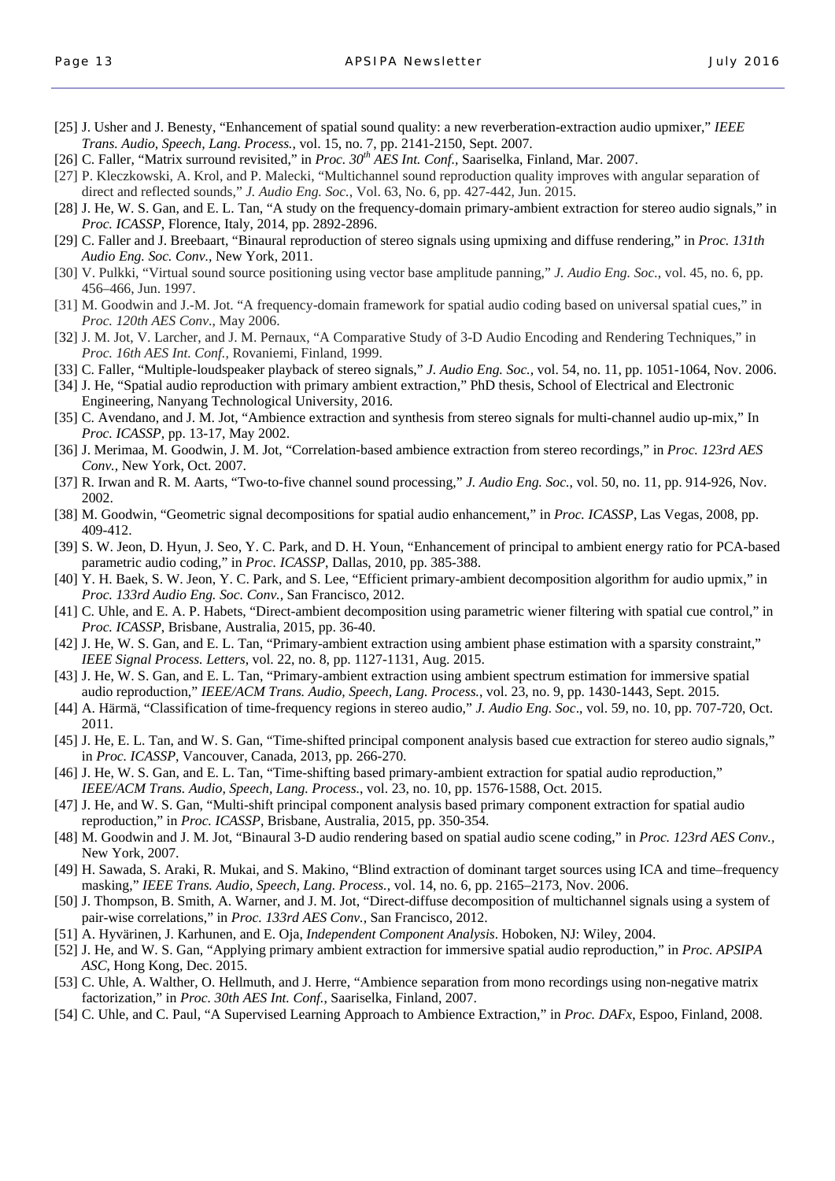[25] J. Usher and J. Benesty, "Enhancement of spatial sound quality: a new reverberation-extraction audio upmixer," *IEEE Trans. Audio, Speech, Lang. Process.*, vol. 15, no. 7, pp. 2141-2150, Sept. 2007.

[26] C. Faller, "Matrix surround revisited," in *Proc. 30th AES Int. Conf.*, Saariselka, Finland, Mar. 2007.

[27] P. Kleczkowski, A. Krol, and P. Malecki, "Multichannel sound reproduction quality improves with angular separation of direct and reflected sounds," *J. Audio Eng. Soc.*, Vol. 63, No. 6, pp. 427-442, Jun. 2015.

[28] J. He, W. S. Gan, and E. L. Tan, "A study on the frequency-domain primary-ambient extraction for stereo audio signals," in *Proc. ICASSP*, Florence, Italy, 2014, pp. 2892-2896.

[29] C. Faller and J. Breebaart, "Binaural reproduction of stereo signals using upmixing and diffuse rendering," in *Proc. 131th Audio Eng. Soc. Conv.*, New York, 2011.

[30] V. Pulkki, "Virtual sound source positioning using vector base amplitude panning," *J. Audio Eng. Soc.*, vol. 45, no. 6, pp. 456–466, Jun. 1997.

[31] M. Goodwin and J.-M. Jot. "A frequency-domain framework for spatial audio coding based on universal spatial cues," in *Proc. 120th AES Conv.*, May 2006.

[32] J. M. Jot, V. Larcher, and J. M. Pernaux, "A Comparative Study of 3-D Audio Encoding and Rendering Techniques," in *Proc. 16th AES Int. Conf.*, Rovaniemi, Finland, 1999.

[33] C. Faller, "Multiple-loudspeaker playback of stereo signals," *J. Audio Eng. Soc.*, vol. 54, no. 11, pp. 1051-1064, Nov. 2006.

[34] J. He, "Spatial audio reproduction with primary ambient extraction," PhD thesis, School of Electrical and Electronic Engineering, Nanyang Technological University, 2016.

[35] C. Avendano, and J. M. Jot, "Ambience extraction and synthesis from stereo signals for multi-channel audio up-mix," In *Proc. ICASSP*, pp. 13-17, May 2002.

[36] J. Merimaa, M. Goodwin, J. M. Jot, "Correlation-based ambience extraction from stereo recordings," in *Proc. 123rd AES Conv.*, New York, Oct. 2007.

[37] R. Irwan and R. M. Aarts, "Two-to-five channel sound processing," *J. Audio Eng. Soc.*, vol. 50, no. 11, pp. 914-926, Nov. 2002.

[38] M. Goodwin, "Geometric signal decompositions for spatial audio enhancement," in *Proc. ICASSP*, Las Vegas, 2008, pp. 409-412.

[39] S. W. Jeon, D. Hyun, J. Seo, Y. C. Park, and D. H. Youn, "Enhancement of principal to ambient energy ratio for PCA-based parametric audio coding," in *Proc. ICASSP*, Dallas, 2010, pp. 385-388.

[40] Y. H. Baek, S. W. Jeon, Y. C. Park, and S. Lee, "Efficient primary-ambient decomposition algorithm for audio upmix," in *Proc. 133rd Audio Eng. Soc. Conv.*, San Francisco, 2012.

[41] C. Uhle, and E. A. P. Habets, "Direct-ambient decomposition using parametric wiener filtering with spatial cue control," in *Proc. ICASSP*, Brisbane, Australia, 2015, pp. 36-40.

[42] J. He, W. S. Gan, and E. L. Tan, "Primary-ambient extraction using ambient phase estimation with a sparsity constraint," *IEEE Signal Process. Letters*, vol. 22, no. 8, pp. 1127-1131, Aug. 2015.

[43] J. He, W. S. Gan, and E. L. Tan, "Primary-ambient extraction using ambient spectrum estimation for immersive spatial audio reproduction," *IEEE/ACM Trans. Audio, Speech, Lang. Process.*, vol. 23, no. 9, pp. 1430-1443, Sept. 2015.

[44] A. Härmä, "Classification of time-frequency regions in stereo audio," *J. Audio Eng. Soc*., vol. 59, no. 10, pp. 707-720, Oct. 2011.

[45] J. He, E. L. Tan, and W. S. Gan, "Time-shifted principal component analysis based cue extraction for stereo audio signals," in *Proc. ICASSP*, Vancouver, Canada, 2013, pp. 266-270.

[46] J. He, W. S. Gan, and E. L. Tan, "Time-shifting based primary-ambient extraction for spatial audio reproduction," *IEEE/ACM Trans. Audio, Speech, Lang. Process.*, vol. 23, no. 10, pp. 1576-1588, Oct. 2015.

[47] J. He, and W. S. Gan, "Multi-shift principal component analysis based primary component extraction for spatial audio reproduction," in *Proc. ICASSP*, Brisbane, Australia, 2015, pp. 350-354.

[48] M. Goodwin and J. M. Jot, "Binaural 3-D audio rendering based on spatial audio scene coding," in *Proc. 123rd AES Conv.*, New York, 2007.

[49] H. Sawada, S. Araki, R. Mukai, and S. Makino, "Blind extraction of dominant target sources using ICA and time–frequency masking," *IEEE Trans. Audio, Speech, Lang. Process.*, vol. 14, no. 6, pp. 2165–2173, Nov. 2006.

[50] J. Thompson, B. Smith, A. Warner, and J. M. Jot, "Direct-diffuse decomposition of multichannel signals using a system of pair-wise correlations," in *Proc. 133rd AES Conv.*, San Francisco, 2012.

[51] A. Hyvärinen, J. Karhunen, and E. Oja, *Independent Component Analysis*. Hoboken, NJ: Wiley, 2004.

[52] J. He, and W. S. Gan, "Applying primary ambient extraction for immersive spatial audio reproduction," in *Proc. APSIPA ASC*, Hong Kong, Dec. 2015.

[53] C. Uhle, A. Walther, O. Hellmuth, and J. Herre, "Ambience separation from mono recordings using non-negative matrix factorization," in *Proc. 30th AES Int. Conf.*, Saariselka, Finland, 2007.

[54] C. Uhle, and C. Paul, "A Supervised Learning Approach to Ambience Extraction," in *Proc. DAFx*, Espoo, Finland, 2008.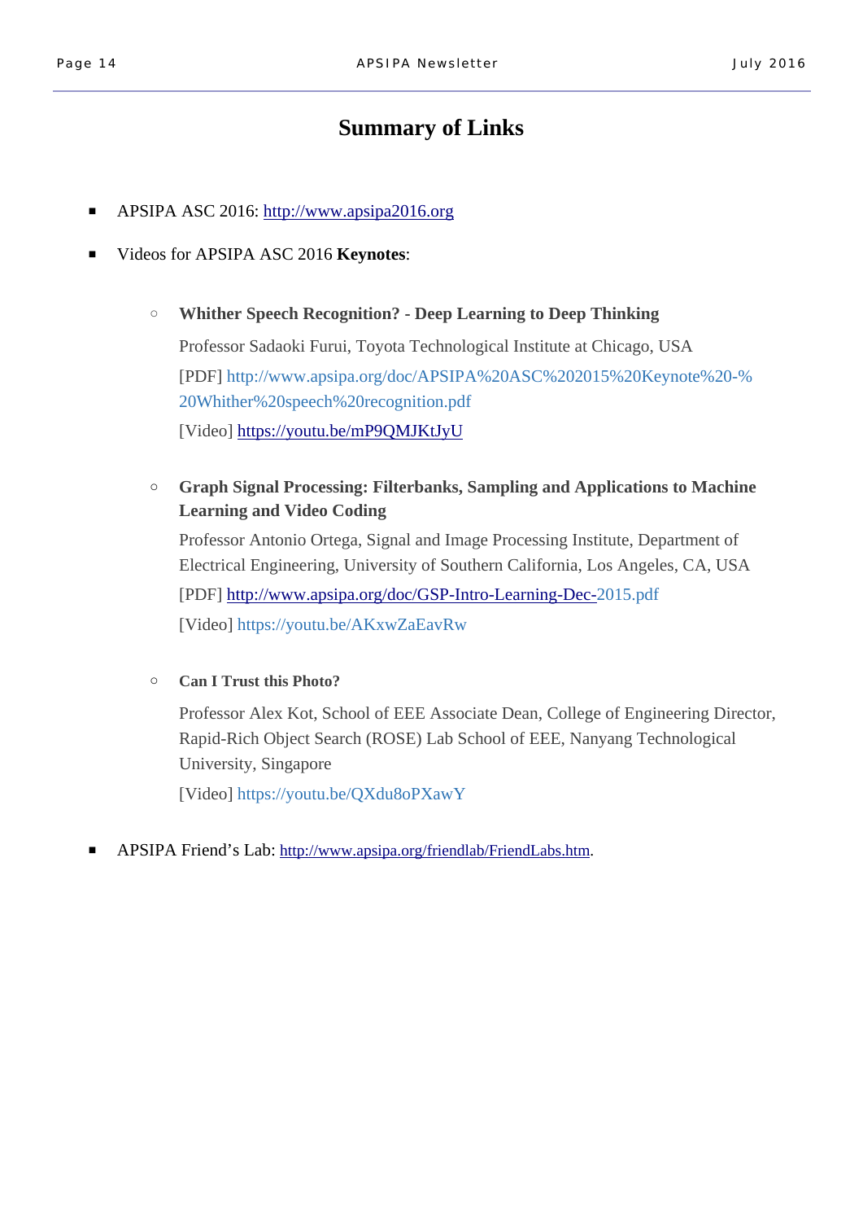# Summary of Links

- APSIPA ASC 2016: http://www.apsipa2016.org
- Videos for APSIPA ASC 2016 **Keynotes**:
  - **Whither Speech Recognition? - Deep Learning to Deep Thinking**

    Professor Sadaoki Furui, Toyota Technological Institute at Chicago, USA

    [PDF] http://www.apsipa.org/doc/APSIPA%20ASC%202015%20Keynote%20-%20Whither%20speech%20recognition.pdf

    [Video] https://youtu.be/mP9QMJKtJyU

  - **Graph Signal Processing: Filterbanks, Sampling and Applications to Machine Learning and Video Coding**

    Professor Antonio Ortega, Signal and Image Processing Institute, Department of Electrical Engineering, University of Southern California, Los Angeles, CA, USA

    [PDF] http://www.apsipa.org/doc/GSP-Intro-Learning-Dec-2015.pdf

    [Video] https://youtu.be/AKxwZaEavRw

  - **Can I Trust this Photo?**

    Professor Alex Kot, School of EEE Associate Dean, College of Engineering Director, Rapid-Rich Object Search (ROSE) Lab School of EEE, Nanyang Technological University, Singapore

    [Video] https://youtu.be/QXdu8oPXawY

- APSIPA Friend's Lab: http://www.apsipa.org/friendlab/FriendLabs.htm.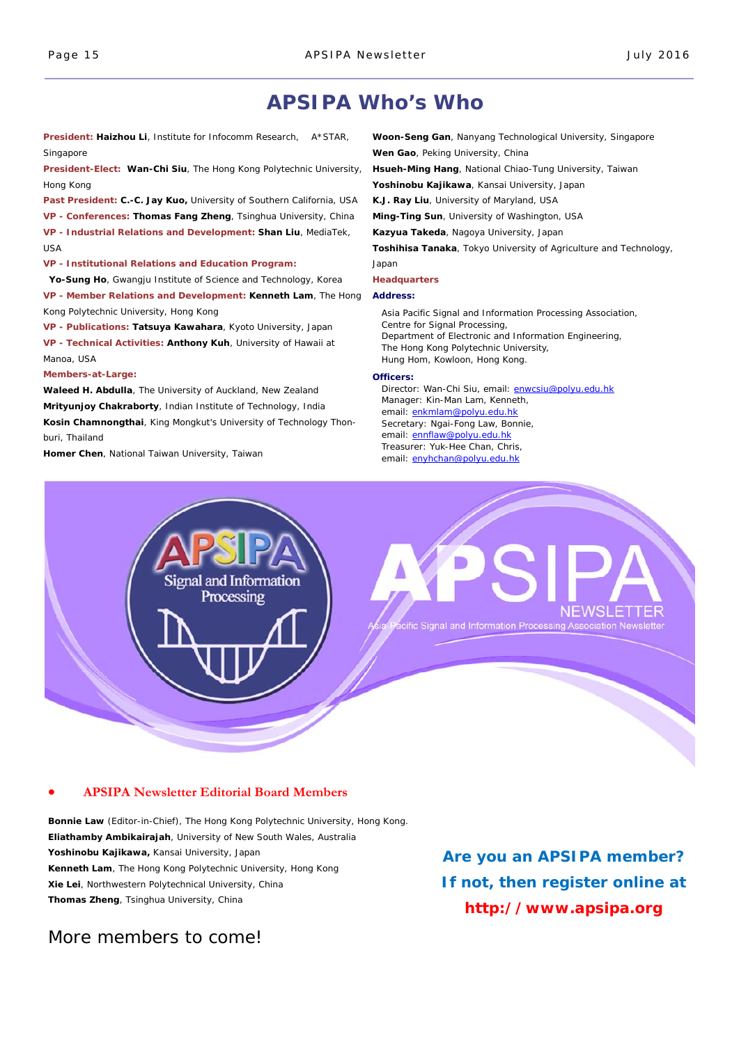# APSIPA Who's Who

**President:** **Haizhou Li**, Institute for Infocomm Research, A*STAR, Singapore

**President-Elect:** **Wan-Chi Siu**, The Hong Kong Polytechnic University, Hong Kong

**Past President:** **C.-C. Jay Kuo,** University of Southern California, USA

**VP - Conferences:** **Thomas Fang Zheng**, Tsinghua University, China

**VP - Industrial Relations and Development:** **Shan Liu**, MediaTek, USA

**VP - Institutional Relations and Education Program:**
**Yo-Sung Ho**, Gwangju Institute of Science and Technology, Korea

**VP - Member Relations and Development:** **Kenneth Lam**, The Hong Kong Polytechnic University, Hong Kong

**VP - Publications:** **Tatsuya Kawahara**, Kyoto University, Japan

**VP - Technical Activities:** **Anthony Kuh**, University of Hawaii at Manoa, USA

**Members-at-Large:**

**Waleed H. Abdulla**, The University of Auckland, New Zealand

**Mrityunjoy Chakraborty**, Indian Institute of Technology, India

**Kosin Chamnongthai**, King Mongkut's University of Technology Thonburi, Thailand

**Homer Chen**, National Taiwan University, Taiwan

**Woon-Seng Gan**, Nanyang Technological University, Singapore

**Wen Gao**, Peking University, China

**Hsueh-Ming Hang**, National Chiao-Tung University, Taiwan

**Yoshinobu Kajikawa**, Kansai University, Japan

**K.J. Ray Liu**, University of Maryland, USA

**Ming-Ting Sun**, University of Washington, USA

**Kazyua Takeda**, Nagoya University, Japan

**Toshihisa Tanaka**, Tokyo University of Agriculture and Technology, Japan

**Headquarters**

**Address:**

Asia Pacific Signal and Information Processing Association,
Centre for Signal Processing,
Department of Electronic and Information Engineering,
The Hong Kong Polytechnic University,
Hung Hom, Kowloon, Hong Kong.

**Officers:**

Director: Wan-Chi Siu, email: enwcsiu@polyu.edu.hk
Manager: Kin-Man Lam, Kenneth,
email: enkmlam@polyu.edu.hk
Secretary: Ngai-Fong Law, Bonnie,
email: ennflaw@polyu.edu.hk
Treasurer: Yuk-Hee Chan, Chris,
email: enyhchan@polyu.edu.hk

- **APSIPA Newsletter Editorial Board Members**

**Bonnie Law** (Editor-in-Chief), The Hong Kong Polytechnic University, Hong Kong.

**Eliathamby Ambikairajah**, University of New South Wales, Australia

**Yoshinobu Kajikawa,** Kansai University, Japan

**Kenneth Lam**, The Hong Kong Polytechnic University, Hong Kong

**Xie Lei**, Northwestern Polytechnical University, China

**Thomas Zheng**, Tsinghua University, China

More members to come!

**Are you an APSIPA member? If not, then register online at http://www.apsipa.org**